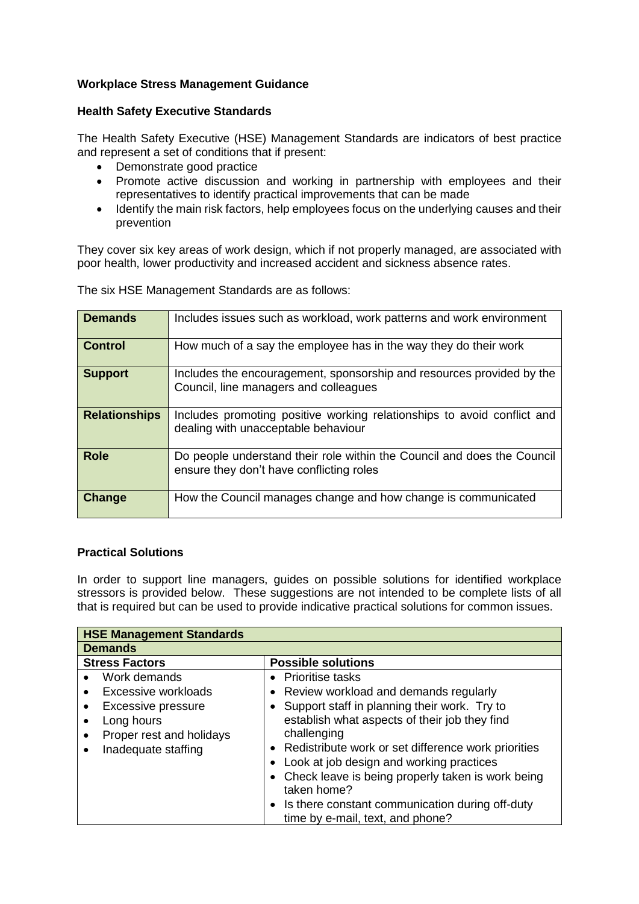**Workplace Stress Management Guidance**

**Health Safety Executive Standards**

The Health Safety Executive (HSE) Management Standards are indicators of best practice and represent a set of conditions that if present:

- Demonstrate good practice
- Promote active discussion and working in partnership with employees and their representatives to identify practical improvements that can be made
- Identify the main risk factors, help employees focus on the underlying causes and their prevention

They cover six key areas of work design, which if not properly managed, are associated with poor health, lower productivity and increased accident and sickness absence rates.

The six HSE Management Standards are as follows:

| | |
|---|---|
| **Demands** | Includes issues such as workload, work patterns and work environment |
| **Control** | How much of a say the employee has in the way they do their work |
| **Support** | Includes the encouragement, sponsorship and resources provided by the Council, line managers and colleagues |
| **Relationships** | Includes promoting positive working relationships to avoid conflict and dealing with unacceptable behaviour |
| **Role** | Do people understand their role within the Council and does the Council ensure they don't have conflicting roles |
| **Change** | How the Council manages change and how change is communicated |

**Practical Solutions**

In order to support line managers, guides on possible solutions for identified workplace stressors is provided below. These suggestions are not intended to be complete lists of all that is required but can be used to provide indicative practical solutions for common issues.

| **HSE Management Standards** | |
|---|---|
| **Demands** | |
| **Stress Factors** | **Possible solutions** |
| • Work demands<br>• Excessive workloads<br>• Excessive pressure<br>• Long hours<br>• Proper rest and holidays<br>• Inadequate staffing | • Prioritise tasks<br>• Review workload and demands regularly<br>• Support staff in planning their work. Try to establish what aspects of their job they find challenging<br>• Redistribute work or set difference work priorities<br>• Look at job design and working practices<br>• Check leave is being properly taken is work being taken home?<br>• Is there constant communication during off-duty time by e-mail, text, and phone? |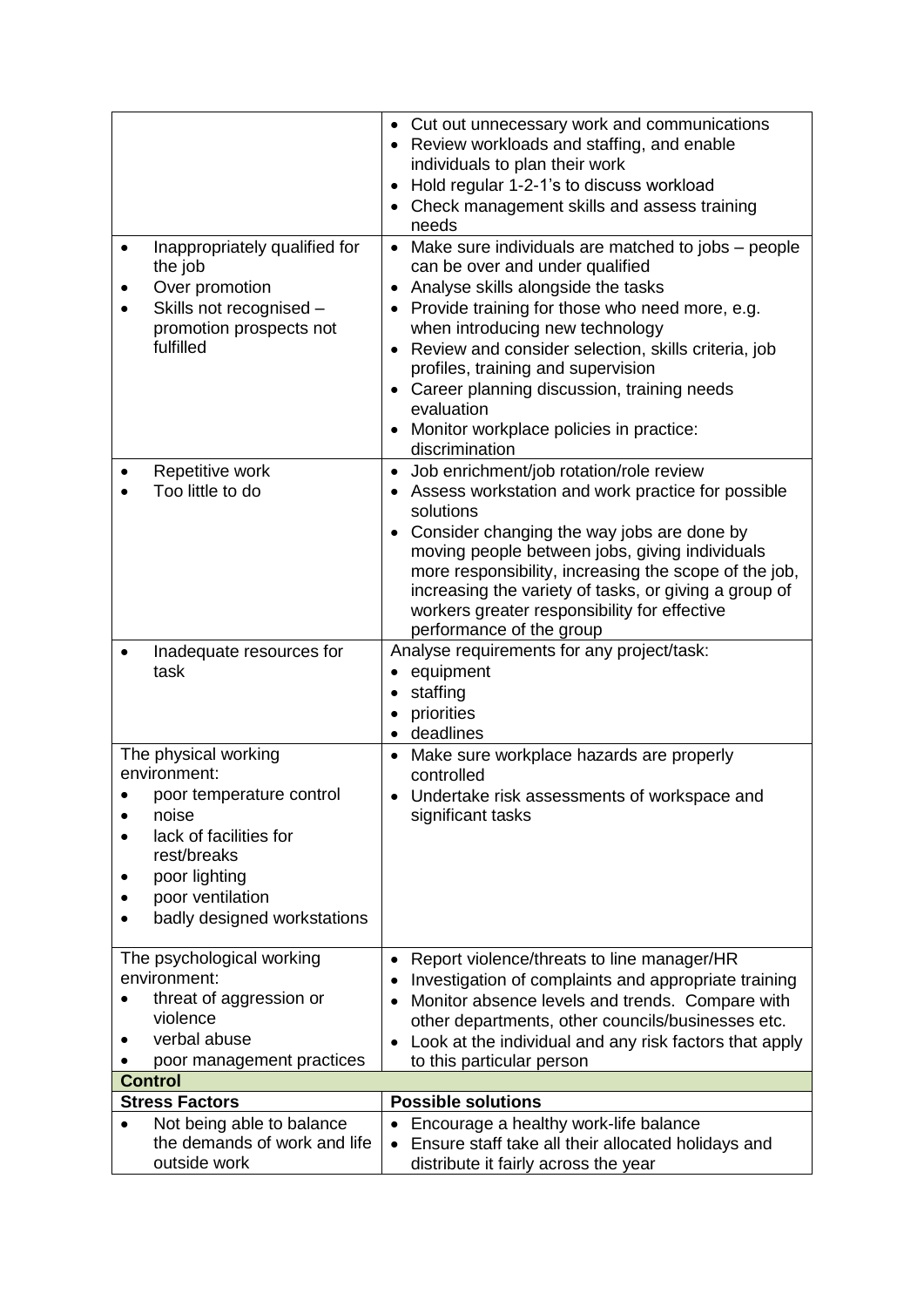| | |
|---|---|
| | • Cut out unnecessary work and communications<br>• Review workloads and staffing, and enable individuals to plan their work<br>• Hold regular 1-2-1's to discuss workload<br>• Check management skills and assess training needs |
| • Inappropriately qualified for the job<br>• Over promotion<br>• Skills not recognised – promotion prospects not fulfilled | • Make sure individuals are matched to jobs – people can be over and under qualified<br>• Analyse skills alongside the tasks<br>• Provide training for those who need more, e.g. when introducing new technology<br>• Review and consider selection, skills criteria, job profiles, training and supervision<br>• Career planning discussion, training needs evaluation<br>• Monitor workplace policies in practice: discrimination |
| • Repetitive work<br>• Too little to do | • Job enrichment/job rotation/role review<br>• Assess workstation and work practice for possible solutions<br>• Consider changing the way jobs are done by moving people between jobs, giving individuals more responsibility, increasing the scope of the job, increasing the variety of tasks, or giving a group of workers greater responsibility for effective performance of the group |
| • Inadequate resources for task | Analyse requirements for any project/task:<br>• equipment<br>• staffing<br>• priorities<br>• deadlines |
| The physical working environment:<br>• poor temperature control<br>• noise<br>• lack of facilities for rest/breaks<br>• poor lighting<br>• poor ventilation<br>• badly designed workstations | • Make sure workplace hazards are properly controlled<br>• Undertake risk assessments of workspace and significant tasks |
| The psychological working environment:<br>• threat of aggression or violence<br>• verbal abuse<br>• poor management practices | • Report violence/threats to line manager/HR<br>• Investigation of complaints and appropriate training<br>• Monitor absence levels and trends. Compare with other departments, other councils/businesses etc.<br>• Look at the individual and any risk factors that apply to this particular person |
| **Control** | |
| **Stress Factors** | **Possible solutions** |
| • Not being able to balance the demands of work and life outside work | • Encourage a healthy work-life balance<br>• Ensure staff take all their allocated holidays and distribute it fairly across the year |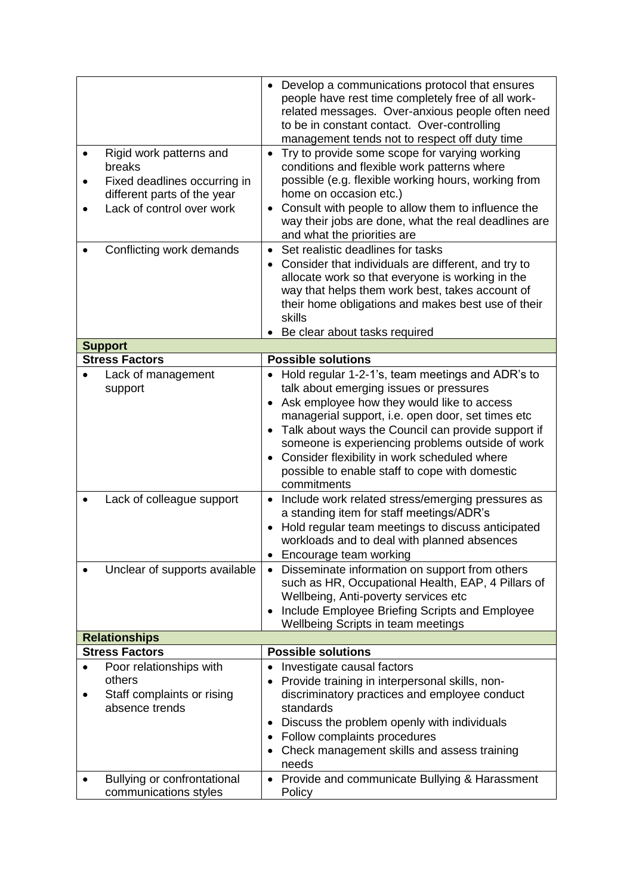| Stress Factors | Possible solutions |
| --- | --- |
| | • Develop a communications protocol that ensures people have rest time completely free of all work-related messages. Over-anxious people often need to be in constant contact. Over-controlling management tends not to respect off duty time |
| • Rigid work patterns and breaks<br>• Fixed deadlines occurring in different parts of the year<br>• Lack of control over work | • Try to provide some scope for varying working conditions and flexible work patterns where possible (e.g. flexible working hours, working from home on occasion etc.)<br>• Consult with people to allow them to influence the way their jobs are done, what the real deadlines are and what the priorities are |
| • Conflicting work demands | • Set realistic deadlines for tasks<br>• Consider that individuals are different, and try to allocate work so that everyone is working in the way that helps them work best, takes account of their home obligations and makes best use of their skills<br>• Be clear about tasks required |
| **Support** | |
| **Stress Factors** | **Possible solutions** |
| • Lack of management support | • Hold regular 1-2-1's, team meetings and ADR's to talk about emerging issues or pressures<br>• Ask employee how they would like to access managerial support, i.e. open door, set times etc<br>• Talk about ways the Council can provide support if someone is experiencing problems outside of work<br>• Consider flexibility in work scheduled where possible to enable staff to cope with domestic commitments |
| • Lack of colleague support | • Include work related stress/emerging pressures as a standing item for staff meetings/ADR's<br>• Hold regular team meetings to discuss anticipated workloads and to deal with planned absences<br>• Encourage team working |
| • Unclear of supports available | • Disseminate information on support from others such as HR, Occupational Health, EAP, 4 Pillars of Wellbeing, Anti-poverty services etc<br>• Include Employee Briefing Scripts and Employee Wellbeing Scripts in team meetings |
| **Relationships** | |
| **Stress Factors** | **Possible solutions** |
| • Poor relationships with others<br>• Staff complaints or rising absence trends | • Investigate causal factors<br>• Provide training in interpersonal skills, non-discriminatory practices and employee conduct standards<br>• Discuss the problem openly with individuals<br>• Follow complaints procedures<br>• Check management skills and assess training needs |
| • Bullying or confrontational communications styles | • Provide and communicate Bullying & Harassment Policy |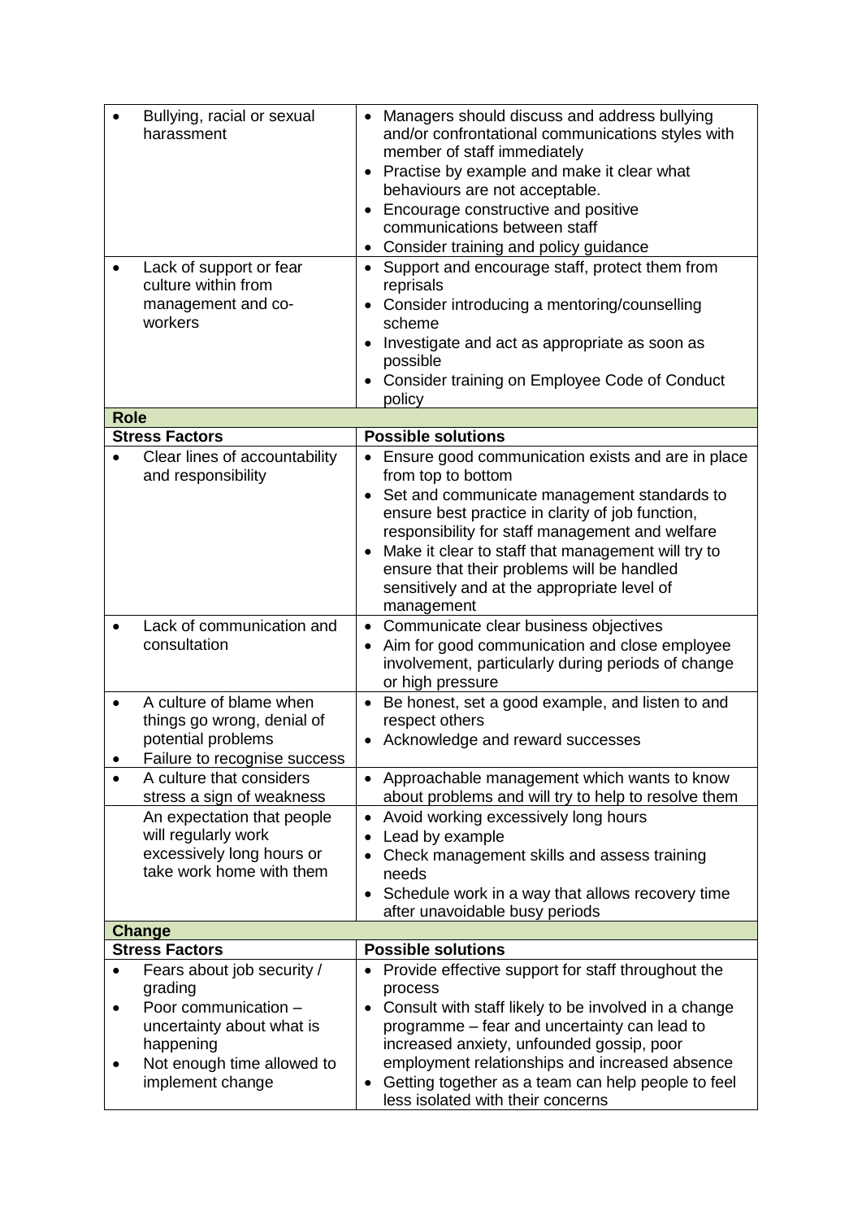| Stress Factors | Possible solutions |
| --- | --- |
| • Bullying, racial or sexual harassment | • Managers should discuss and address bullying and/or confrontational communications styles with member of staff immediately<br>• Practise by example and make it clear what behaviours are not acceptable.<br>• Encourage constructive and positive communications between staff<br>• Consider training and policy guidance |
| • Lack of support or fear culture within from management and co-workers | • Support and encourage staff, protect them from reprisals<br>• Consider introducing a mentoring/counselling scheme<br>• Investigate and act as appropriate as soon as possible<br>• Consider training on Employee Code of Conduct policy |
| **Role** | |
| **Stress Factors** | **Possible solutions** |
| • Clear lines of accountability and responsibility | • Ensure good communication exists and are in place from top to bottom<br>• Set and communicate management standards to ensure best practice in clarity of job function, responsibility for staff management and welfare<br>• Make it clear to staff that management will try to ensure that their problems will be handled sensitively and at the appropriate level of management |
| • Lack of communication and consultation | • Communicate clear business objectives<br>• Aim for good communication and close employee involvement, particularly during periods of change or high pressure |
| • A culture of blame when things go wrong, denial of potential problems<br>• Failure to recognise success | • Be honest, set a good example, and listen to and respect others<br>• Acknowledge and reward successes |
| • A culture that considers stress a sign of weakness | • Approachable management which wants to know about problems and will try to help to resolve them |
| An expectation that people will regularly work excessively long hours or take work home with them | • Avoid working excessively long hours<br>• Lead by example<br>• Check management skills and assess training needs<br>• Schedule work in a way that allows recovery time after unavoidable busy periods |
| **Change** | |
| **Stress Factors** | **Possible solutions** |
| • Fears about job security / grading<br>• Poor communication – uncertainty about what is happening<br>• Not enough time allowed to implement change | • Provide effective support for staff throughout the process<br>• Consult with staff likely to be involved in a change programme – fear and uncertainty can lead to increased anxiety, unfounded gossip, poor employment relationships and increased absence<br>• Getting together as a team can help people to feel less isolated with their concerns |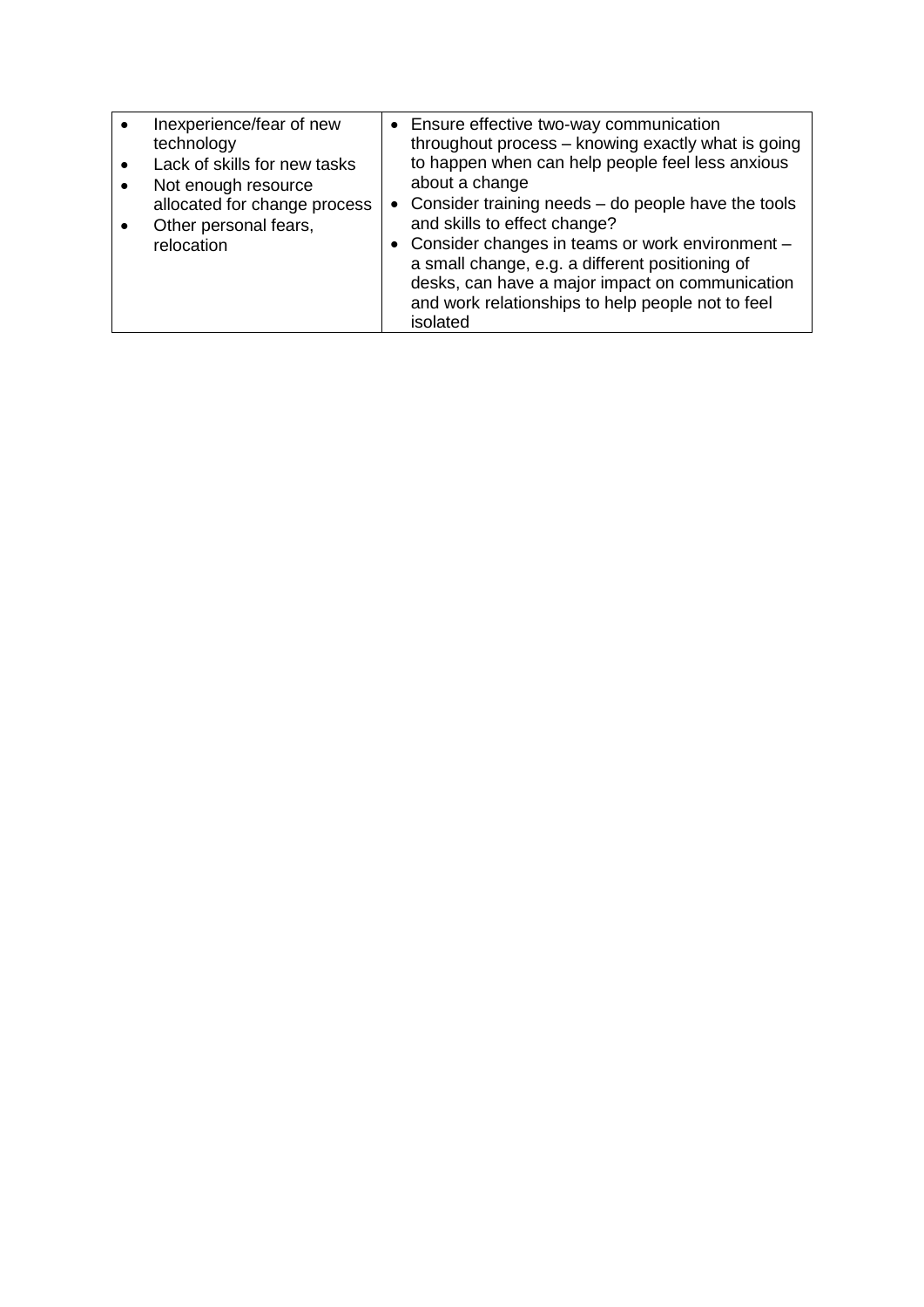| | |
|---|---|
| • Inexperience/fear of new technology<br>• Lack of skills for new tasks<br>• Not enough resource allocated for change process<br>• Other personal fears, relocation | • Ensure effective two-way communication throughout process – knowing exactly what is going to happen when can help people feel less anxious about a change<br>• Consider training needs – do people have the tools and skills to effect change?<br>• Consider changes in teams or work environment – a small change, e.g. a different positioning of desks, can have a major impact on communication and work relationships to help people not to feel isolated |